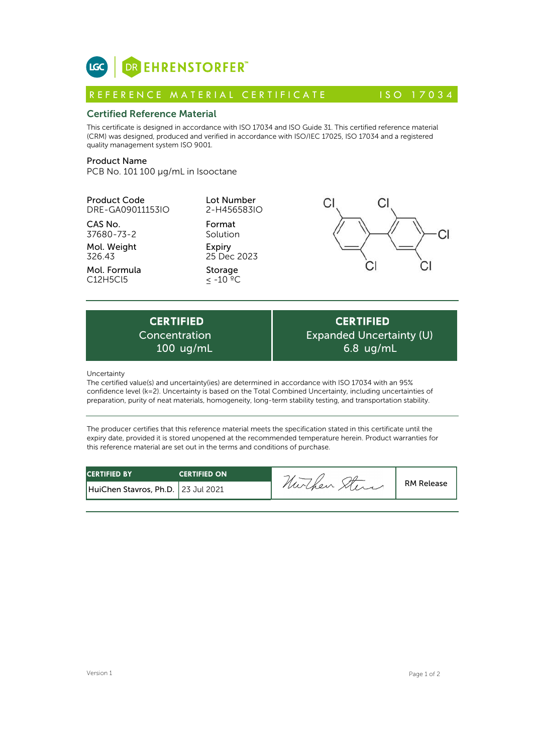LGC | DR EHRENSTORFER™

## REFERENCE MATERIAL CERTIFICATE — ISO 17034

### Certified Reference Material

This certificate is designed in accordance with ISO 17034 and ISO Guide 31. This certified reference material (CRM) was designed, produced and verified in accordance with ISO/IEC 17025, ISO 17034 and a registered quality management system ISO 9001.

**Product Name**
PCB No. 101 100 µg/mL in Isooctane

**Product Code**
DRE-GA09011153IO

**CAS No.**
37680-73-2

**Mol. Weight**
326.43

**Mol. Formula**
$C_{12}H_5Cl_5$

**Lot Number**
2-H456583IO

**Format**
Solution

**Expiry**
25 Dec 2023

**Storage**
≤ -10 ºC

| CERTIFIED Concentration | CERTIFIED Expanded Uncertainty (U) |
|---|---|
| 100 ug/mL | 6.8 ug/mL |

Uncertainty
The certified value(s) and uncertainty(ies) are determined in accordance with ISO 17034 with an 95% confidence level (k=2). Uncertainty is based on the Total Combined Uncertainty, including uncertainties of preparation, purity of neat materials, homogeneity, long-term stability testing, and transportation stability.

The producer certifies that this reference material meets the specification stated in this certificate until the expiry date, provided it is stored unopened at the recommended temperature herein. Product warranties for this reference material are set out in the terms and conditions of purchase.

| CERTIFIED BY | CERTIFIED ON | | |
|---|---|---|---|
| HuiChen Stavros, Ph.D. | 23 Jul 2021 | HuiChen Stavros | RM Release |

Version 1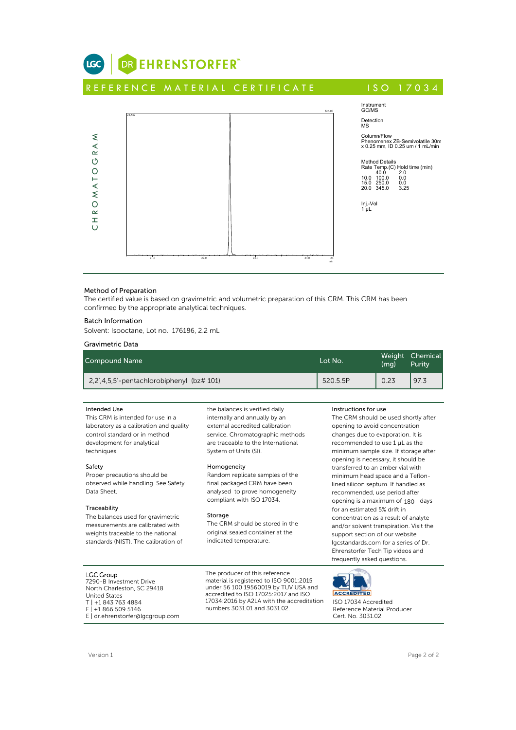# REFERENCE MATERIAL CERTIFICATE ISO 17034

CHROMATOGRAM

24,582

326.00

21.0
22.0
23.0
24.0
24
min

Instrument
GC/MS

Detection
MS

Column/Flow
Phenomenex ZB-Semivolatile 30m x 0.25 mm, ID 0.25 um / 1 mL/min

Method Details

| Rate | Temp.(C) | Hold time (min) |
|---|---|---|
| | 40.0 | 2.0 |
| 10.0 | 100.0 | 0.0 |
| 15.0 | 250.0 | 0.0 |
| 20.0 | 345.0 | 3.25 |

Inj.-Vol
1 µL

### Method of Preparation

The certified value is based on gravimetric and volumetric preparation of this CRM. This CRM has been confirmed by the appropriate analytical techniques.

### Batch Information

Solvent: Isooctane, Lot no. 176186, 2.2 mL

### Gravimetric Data

| Compound Name | Lot No. | Weight (mg) | Chemical Purity |
|---|---|---|---|
| 2,2',4,5,5'-pentachlorobiphenyl (bz# 101) | 520.5.5P | 0.23 | 97.3 |

### Intended Use

This CRM is intended for use in a laboratory as a calibration and quality control standard or in method development for analytical techniques.

### Safety

Proper precautions should be observed while handling. See Safety Data Sheet.

### Traceability

The balances used for gravimetric measurements are calibrated with weights traceable to the national standards (NIST). The calibration of the balances is verified daily internally and annually by an external accredited calibration service. Chromatographic methods are traceable to the International System of Units (SI).

### Homogeneity

Random replicate samples of the final packaged CRM have been analysed to prove homogeneity compliant with ISO 17034.

### Storage

The CRM should be stored in the original sealed container at the indicated temperature.

### Instructions for use

The CRM should be used shortly after opening to avoid concentration changes due to evaporation. It is recommended to use 1 µL as the minimum sample size. If storage after opening is necessary, it should be transferred to an amber vial with minimum head space and a Teflon-lined silicon septum. If handled as recommended, use period after opening is a maximum of 180 days for an estimated 5% drift in concentration as a result of analyte and/or solvent transpiration. Visit the support section of our website lgcstandards.com for a series of Dr. Ehrenstorfer Tech Tip videos and frequently asked questions.

LGC Group
7290-B Investment Drive
North Charleston, SC 29418
United States
T | +1 843 763 4884
F | +1 866 509 5146
E | dr.ehrenstorfer@lgcgroup.com

The producer of this reference material is registered to ISO 9001:2015 under 56 100 19560019 by TUV USA and accredited to ISO 17025:2017 and ISO 17034:2016 by A2LA with the accreditation numbers 3031.01 and 3031.02.

ACCREDITED

ISO 17034 Accredited Reference Material Producer
Cert. No. 3031.02

Version 1